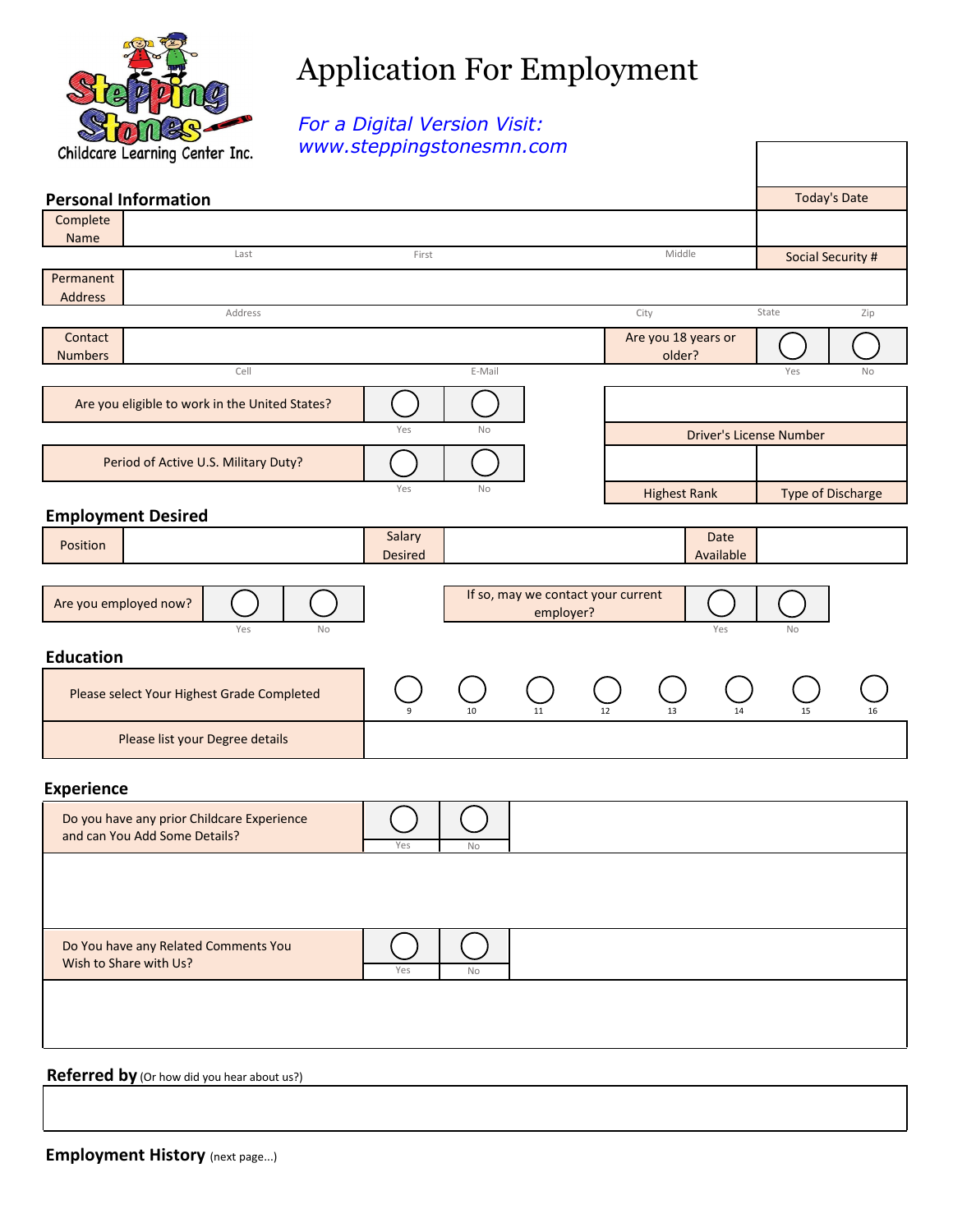Stepping Stones Childcare Learning Center Inc.

# Application For Employment

*For a Digital Version Visit: www.steppingstonesmn.com*

Today's Date

## Personal Information

| Complete Name | | | | Social Security # |
|---|---|---|---|---|
| | Last | First | Middle | |

| Permanent Address | | | | |
|---|---|---|---|---|
| | Address | City | State | Zip |

| Contact Numbers | | | Are you 18 years or older? | ◯ | ◯ |
|---|---|---|---|---|---|
| | Cell | E-Mail | | Yes | No |

| Are you eligible to work in the United States? | ◯ | ◯ |
|---|---|---|
| | Yes | No |

Driver's License Number

| Period of Active U.S. Military Duty? | ◯ | ◯ |
|---|---|---|
| | Yes | No |

| Highest Rank | Type of Discharge |
|---|---|
| | |

## Employment Desired

| Position | | Salary Desired | | Date Available | |
|---|---|---|---|---|---|

| Are you employed now? | ◯ | ◯ | If so, may we contact your current employer? | ◯ | ◯ |
|---|---|---|---|---|---|
| | Yes | No | | Yes | No |

## Education

| Please select Your Highest Grade Completed | ◯ | ◯ | ◯ | ◯ | ◯ | ◯ | ◯ | ◯ |
|---|---|---|---|---|---|---|---|---|
| | 9 | 10 | 11 | 12 | 13 | 14 | 15 | 16 |
| Please list your Degree details | | | | | | | | |

## Experience

| Do you have any prior Childcare Experience and can You Add Some Details? | ◯ | ◯ |
|---|---|---|
| | Yes | No |
| | | |

| Do You have any Related Comments You Wish to Share with Us? | ◯ | ◯ |
|---|---|---|
| | Yes | No |
| | | |

**Referred by** (Or how did you hear about us?)

**Employment History** (next page...)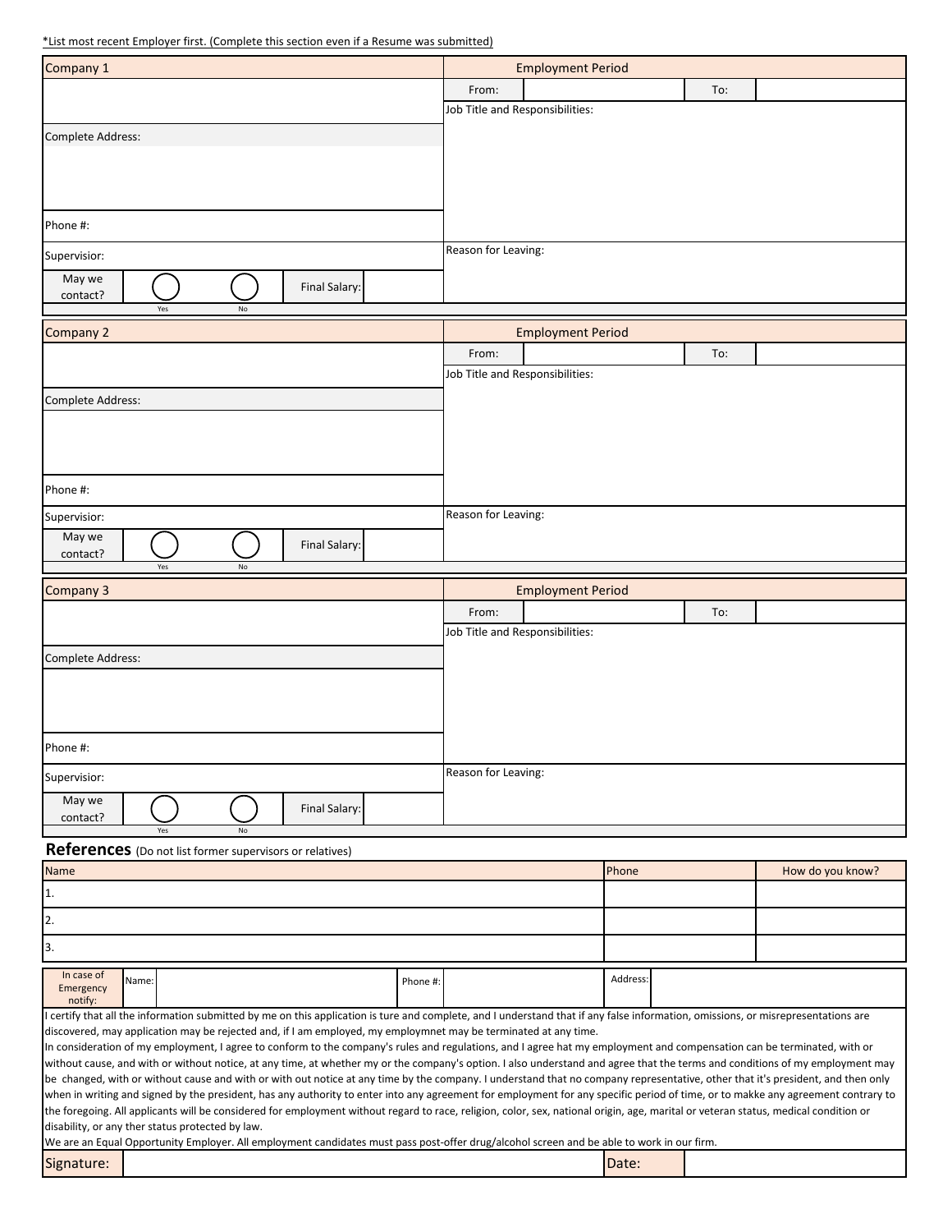*List most recent Employer first. (Complete this section even if a Resume was submitted)

| Company 1 | | | | Employment Period | | | |
|---|---|---|---|---|---|---|---|
| | | | | From: | | To: | |
| Complete Address: | | | | Job Title and Responsibilities: | | | |
| | | | | | | | |
| Phone #: | | | | | | | |
| Supervisior: | | | | Reason for Leaving: | | | |
| May we contact? | Yes | No | Final Salary: | | | | |

| Company 2 | | | | Employment Period | | | |
|---|---|---|---|---|---|---|---|
| | | | | From: | | To: | |
| Complete Address: | | | | Job Title and Responsibilities: | | | |
| | | | | | | | |
| Phone #: | | | | | | | |
| Supervisior: | | | | Reason for Leaving: | | | |
| May we contact? | Yes | No | Final Salary: | | | | |

| Company 3 | | | | Employment Period | | | |
|---|---|---|---|---|---|---|---|
| | | | | From: | | To: | |
| Complete Address: | | | | Job Title and Responsibilities: | | | |
| | | | | | | | |
| Phone #: | | | | | | | |
| Supervisior: | | | | Reason for Leaving: | | | |
| May we contact? | Yes | No | Final Salary: | | | | |

## References (Do not list former supervisors or relatives)

| Name | Phone | How do you know? |
|---|---|---|
| 1. | | |
| 2. | | |
| 3. | | |

| In case of Emergency notify: | Name: | | Phone #: | | Address: | |
|---|---|---|---|---|---|---|

I certify that all the information submitted by me on this application is ture and complete, and I understand that if any false information, omissions, or misrepresentations are discovered, may application may be rejected and, if I am employed, my employmnet may be terminated at any time.

In consideration of my employment, I agree to conform to the company's rules and regulations, and I agree hat my employment and compensation can be terminated, with or without cause, and with or without notice, at any time, at whether my or the company's option. I also understand and agree that the terms and conditions of my employment may be changed, with or without cause and with or with out notice at any time by the company. I understand that no company representative, other that it's president, and then only when in writing and signed by the president, has any authority to enter into any agreement for employment for any specific period of time, or to makke any agreement contrary to the foregoing. All applicants will be considered for employment without regard to race, religion, color, sex, national origin, age, marital or veteran status, medical condition or disability, or any ther status protected by law.

We are an Equal Opportunity Employer. All employment candidates must pass post-offer drug/alcohol screen and be able to work in our firm.

| Signature: | | Date: | |
|---|---|---|---|